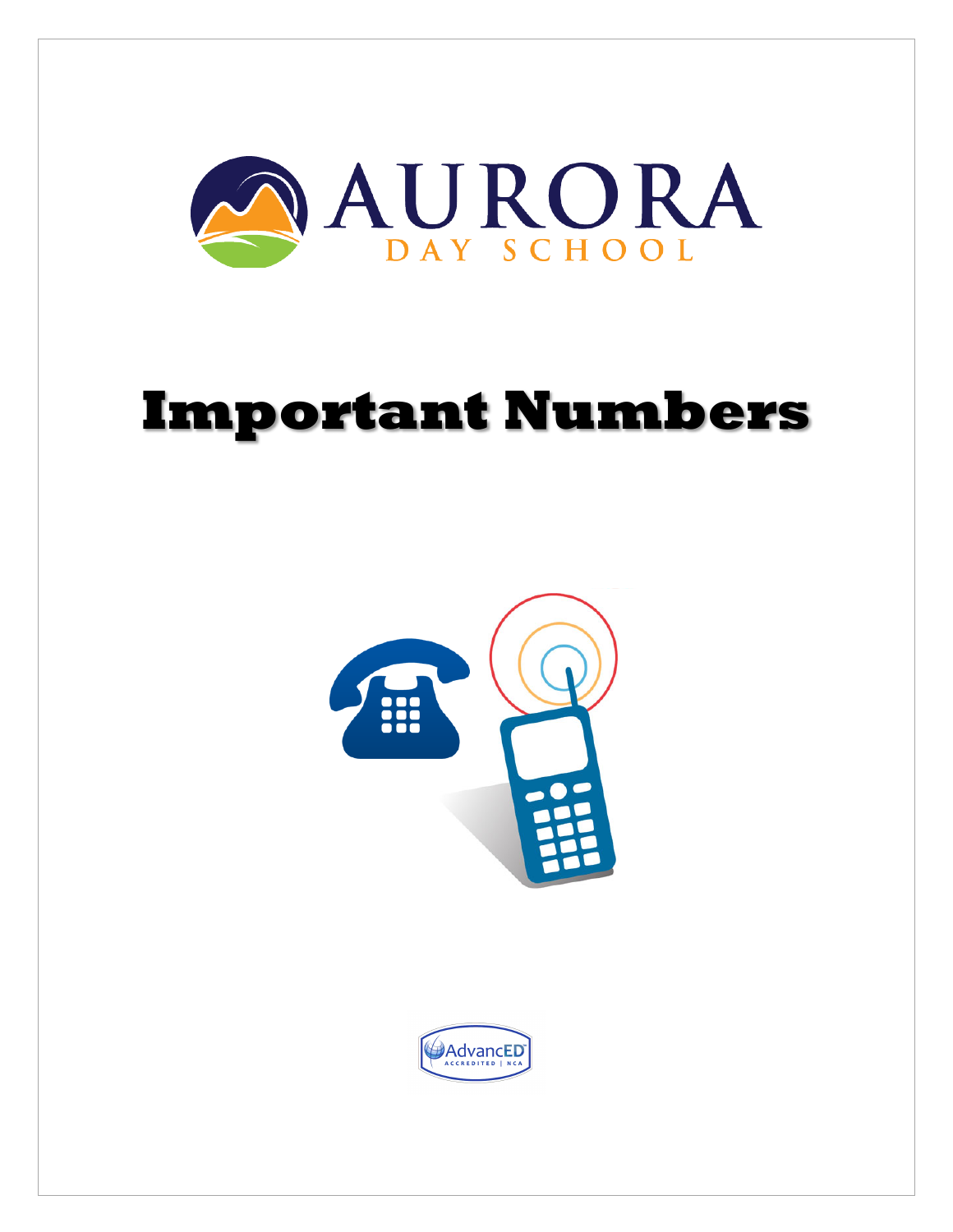# AURORA
DAY SCHOOL

# Important Numbers

AdvancED
ACCREDITED | NCA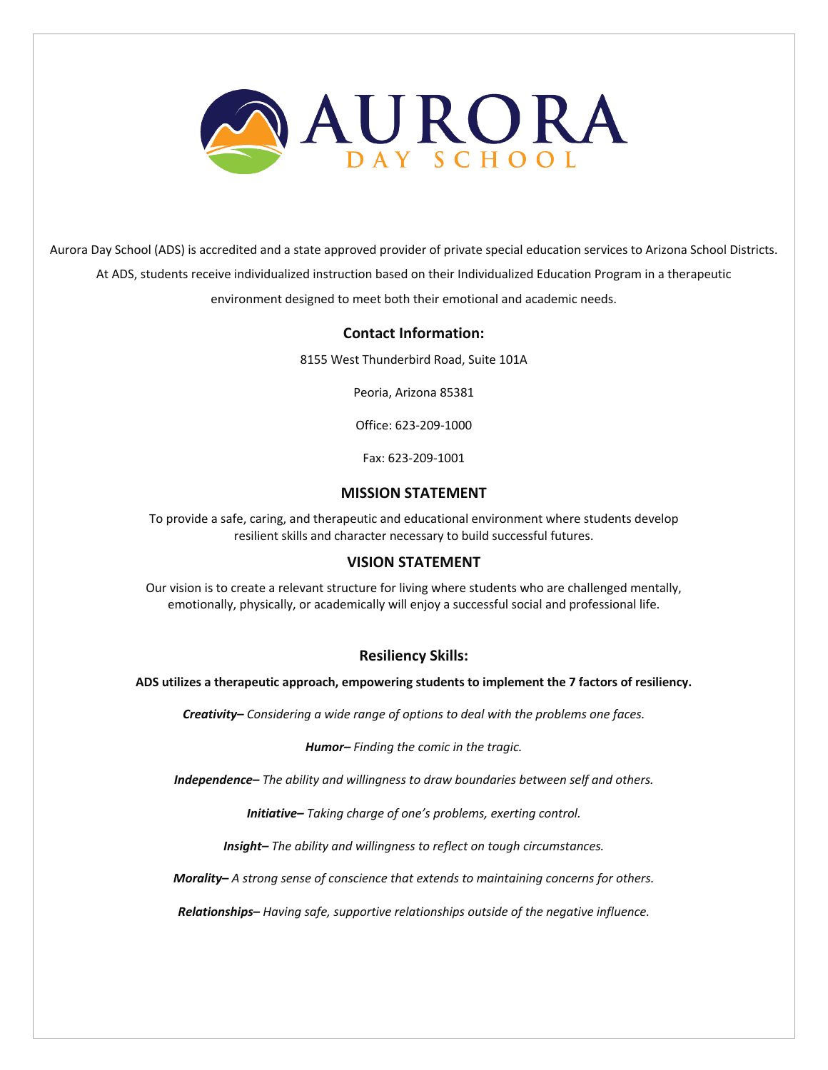# AURORA DAY SCHOOL

Aurora Day School (ADS) is accredited and a state approved provider of private special education services to Arizona School Districts. At ADS, students receive individualized instruction based on their Individualized Education Program in a therapeutic environment designed to meet both their emotional and academic needs.

## Contact Information:

8155 West Thunderbird Road, Suite 101A

Peoria, Arizona 85381

Office: 623-209-1000

Fax: 623-209-1001

## MISSION STATEMENT

To provide a safe, caring, and therapeutic and educational environment where students develop resilient skills and character necessary to build successful futures.

## VISION STATEMENT

Our vision is to create a relevant structure for living where students who are challenged mentally, emotionally, physically, or academically will enjoy a successful social and professional life.

## Resiliency Skills:

**ADS utilizes a therapeutic approach, empowering students to implement the 7 factors of resiliency.**

***Creativity–*** *Considering a wide range of options to deal with the problems one faces.*

***Humor–*** *Finding the comic in the tragic.*

***Independence–*** *The ability and willingness to draw boundaries between self and others.*

***Initiative–*** *Taking charge of one's problems, exerting control.*

***Insight–*** *The ability and willingness to reflect on tough circumstances.*

***Morality–*** *A strong sense of conscience that extends to maintaining concerns for others.*

***Relationships–*** *Having safe, supportive relationships outside of the negative influence.*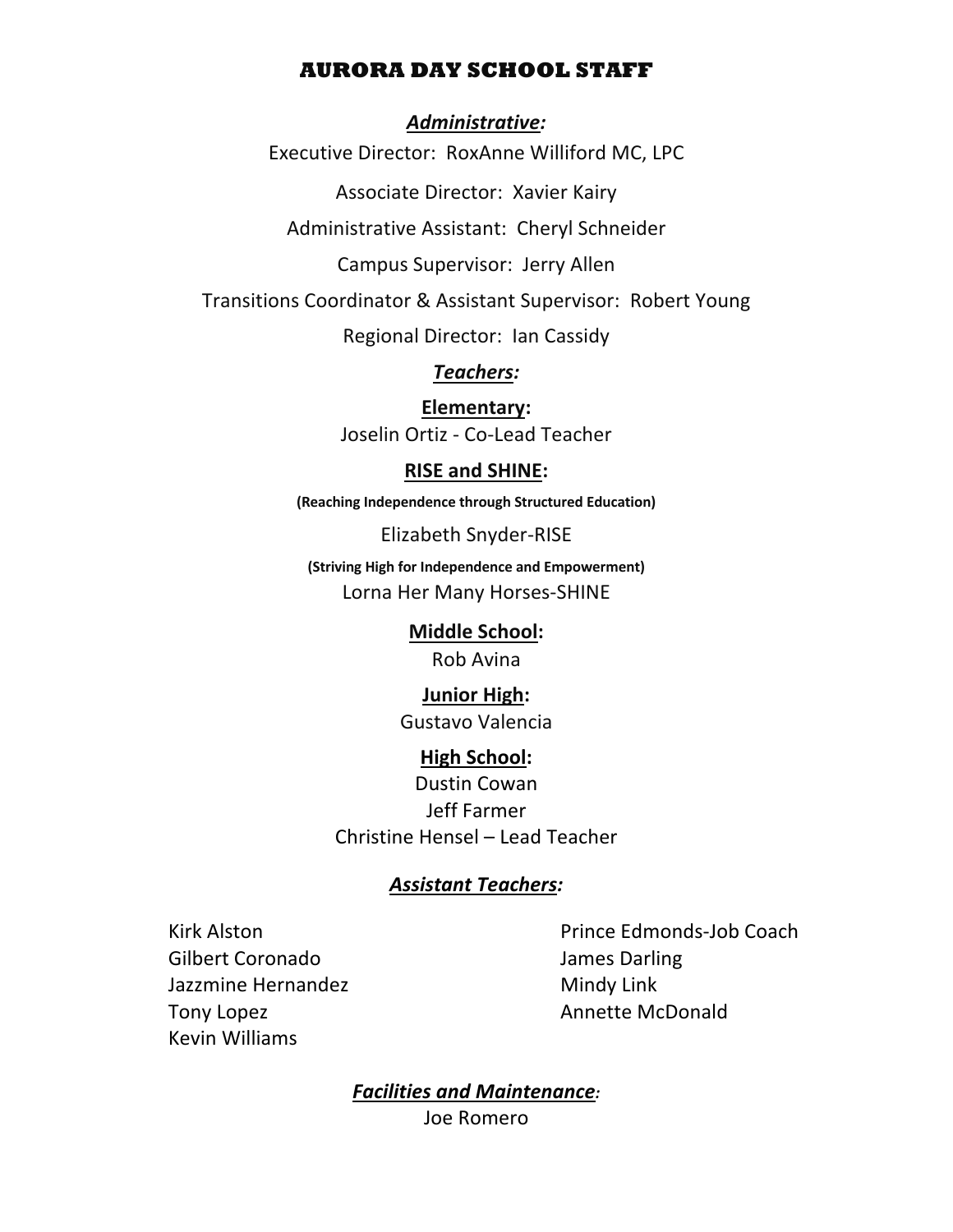# AURORA DAY SCHOOL STAFF

***Administrative:***

Executive Director: RoxAnne Williford MC, LPC

Associate Director: Xavier Kairy

Administrative Assistant: Cheryl Schneider

Campus Supervisor: Jerry Allen

Transitions Coordinator & Assistant Supervisor: Robert Young

Regional Director: Ian Cassidy

***Teachers:***

**Elementary:**

Joselin Ortiz - Co-Lead Teacher

**RISE and SHINE:**

**(Reaching Independence through Structured Education)**

Elizabeth Snyder-RISE

**(Striving High for Independence and Empowerment)**

Lorna Her Many Horses-SHINE

**Middle School:**

Rob Avina

**Junior High:**

Gustavo Valencia

**High School:**

Dustin Cowan

Jeff Farmer

Christine Hensel – Lead Teacher

***Assistant Teachers:***

Kirk Alston
Gilbert Coronado
Jazzmine Hernandez
Tony Lopez
Kevin Williams
Prince Edmonds-Job Coach
James Darling
Mindy Link
Annette McDonald

***Facilities and Maintenance:***

Joe Romero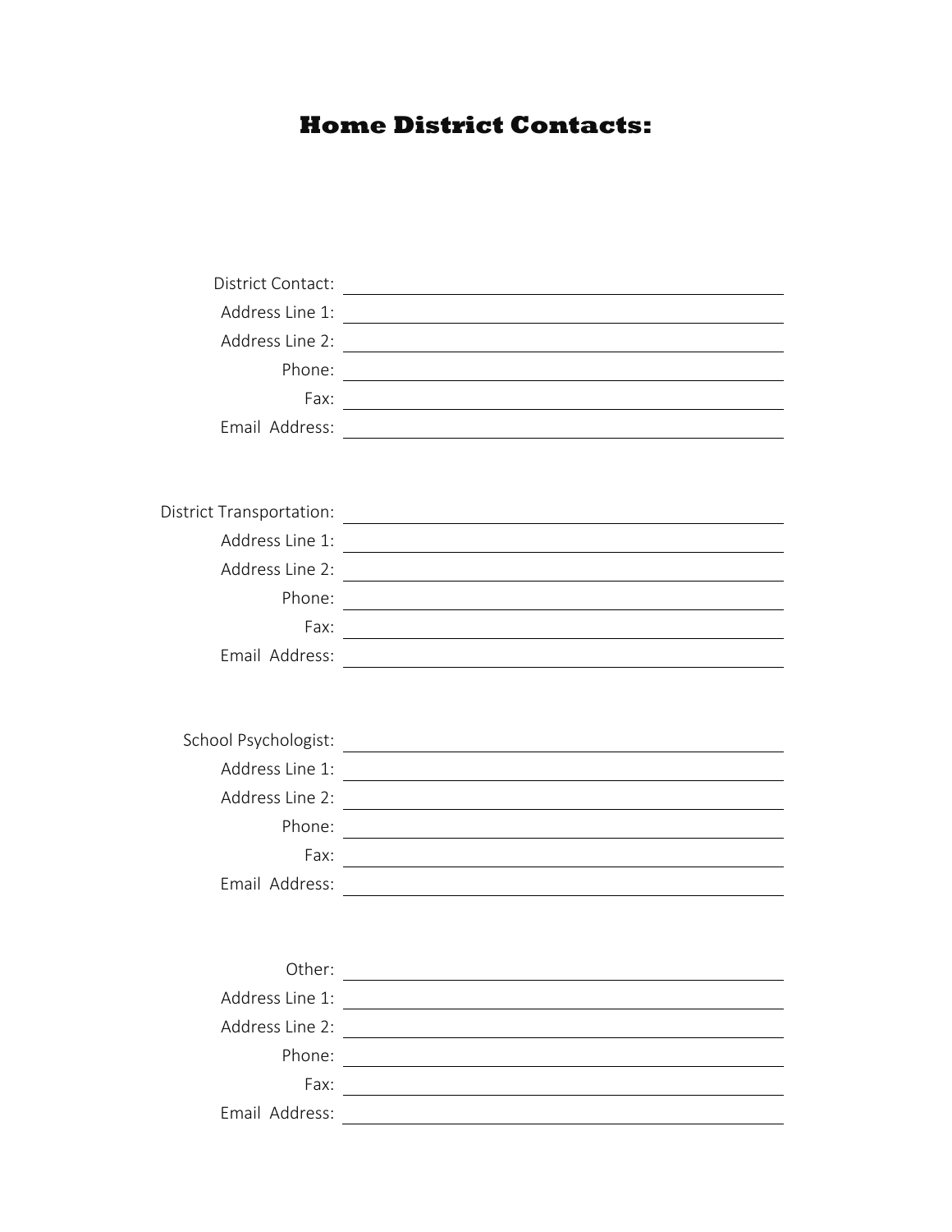# Home District Contacts:

District Contact: ______________________________

Address Line 1: ______________________________

Address Line 2: ______________________________

Phone: ______________________________

Fax: ______________________________

Email Address: ______________________________

District Transportation: ______________________________

Address Line 1: ______________________________

Address Line 2: ______________________________

Phone: ______________________________

Fax: ______________________________

Email Address: ______________________________

School Psychologist: ______________________________

Address Line 1: ______________________________

Address Line 2: ______________________________

Phone: ______________________________

Fax: ______________________________

Email Address: ______________________________

Other: ______________________________

Address Line 1: ______________________________

Address Line 2: ______________________________

Phone: ______________________________

Fax: ______________________________

Email Address: ______________________________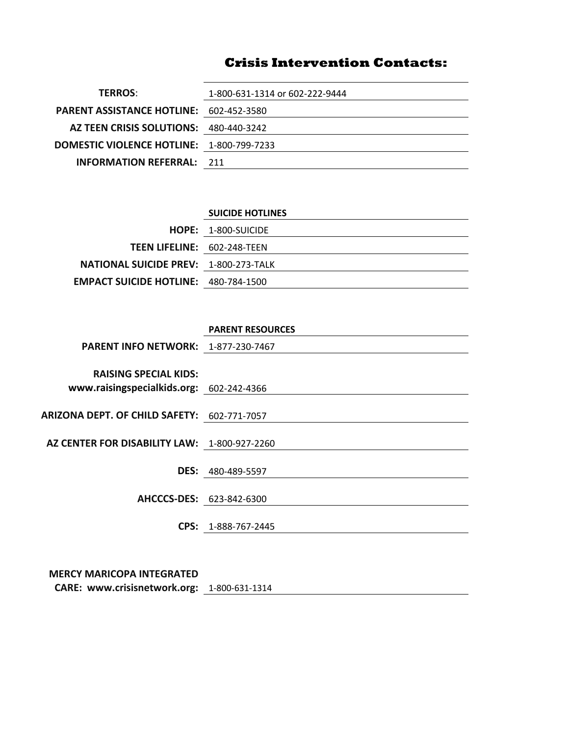# Crisis Intervention Contacts:

| | |
|---|---|
| **TERROS**: | 1-800-631-1314 or 602-222-9444 |
| **PARENT ASSISTANCE HOTLINE:** | 602-452-3580 |
| **AZ TEEN CRISIS SOLUTIONS:** | 480-440-3242 |
| **DOMESTIC VIOLENCE HOTLINE:** | 1-800-799-7233 |
| **INFORMATION REFERRAL:** | 211 |

| | |
|---|---|
| | **SUICIDE HOTLINES** |
| **HOPE:** | 1-800-SUICIDE |
| **TEEN LIFELINE:** | 602-248-TEEN |
| **NATIONAL SUICIDE PREV:** | 1-800-273-TALK |
| **EMPACT SUICIDE HOTLINE:** | 480-784-1500 |

| | |
|---|---|
| | **PARENT RESOURCES** |
| **PARENT INFO NETWORK:** | 1-877-230-7467 |
| **RAISING SPECIAL KIDS: www.raisingspecialkids.org:** | 602-242-4366 |
| **ARIZONA DEPT. OF CHILD SAFETY:** | 602-771-7057 |
| **AZ CENTER FOR DISABILITY LAW:** | 1-800-927-2260 |
| **DES:** | 480-489-5597 |
| **AHCCCS-DES:** | 623-842-6300 |
| **CPS:** | 1-888-767-2445 |

| | |
|---|---|
| **MERCY MARICOPA INTEGRATED CARE: www.crisisnetwork.org:** | 1-800-631-1314 |